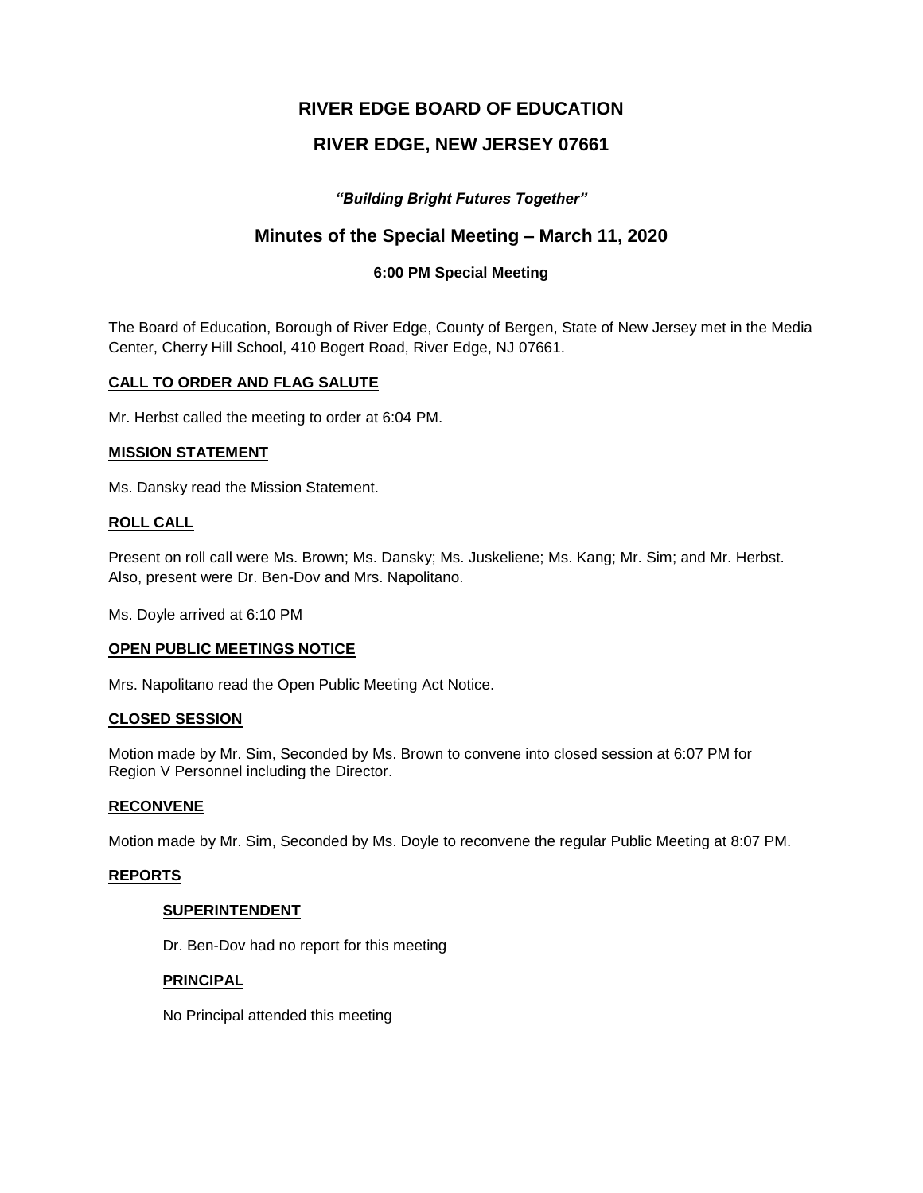# RIVER EDGE BOARD OF EDUCATION

# RIVER EDGE, NEW JERSEY 07661

***"Building Bright Futures Together"***

## Minutes of the Special Meeting – March 11, 2020

**6:00 PM Special Meeting**

The Board of Education, Borough of River Edge, County of Bergen, State of New Jersey met in the Media Center, Cherry Hill School, 410 Bogert Road, River Edge, NJ 07661.

### CALL TO ORDER AND FLAG SALUTE

Mr. Herbst called the meeting to order at 6:04 PM.

### MISSION STATEMENT

Ms. Dansky read the Mission Statement.

### ROLL CALL

Present on roll call were Ms. Brown; Ms. Dansky; Ms. Juskeliene; Ms. Kang; Mr. Sim; and Mr. Herbst. Also, present were Dr. Ben-Dov and Mrs. Napolitano.

Ms. Doyle arrived at 6:10 PM

### OPEN PUBLIC MEETINGS NOTICE

Mrs. Napolitano read the Open Public Meeting Act Notice.

### CLOSED SESSION

Motion made by Mr. Sim, Seconded by Ms. Brown to convene into closed session at 6:07 PM for Region V Personnel including the Director.

### RECONVENE

Motion made by Mr. Sim, Seconded by Ms. Doyle to reconvene the regular Public Meeting at 8:07 PM.

### REPORTS

#### SUPERINTENDENT

Dr. Ben-Dov had no report for this meeting

#### PRINCIPAL

No Principal attended this meeting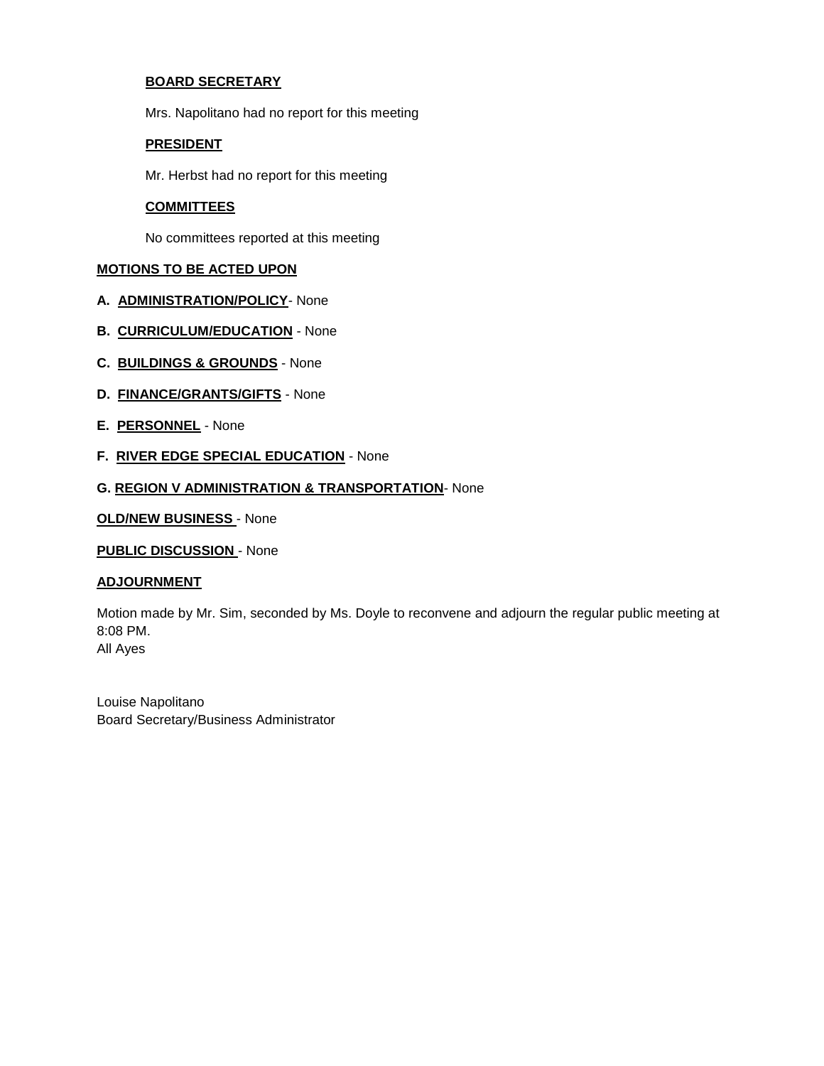**BOARD SECRETARY**

Mrs. Napolitano had no report for this meeting

**PRESIDENT**

Mr. Herbst had no report for this meeting

**COMMITTEES**

No committees reported at this meeting

**MOTIONS TO BE ACTED UPON**

**A. ADMINISTRATION/POLICY**- None

**B. CURRICULUM/EDUCATION** - None

**C. BUILDINGS & GROUNDS** - None

**D. FINANCE/GRANTS/GIFTS** - None

**E. PERSONNEL** - None

**F. RIVER EDGE SPECIAL EDUCATION** - None

**G. REGION V ADMINISTRATION & TRANSPORTATION**- None

**OLD/NEW BUSINESS** - None

**PUBLIC DISCUSSION** - None

**ADJOURNMENT**

Motion made by Mr. Sim, seconded by Ms. Doyle to reconvene and adjourn the regular public meeting at 8:08 PM.
All Ayes

Louise Napolitano
Board Secretary/Business Administrator